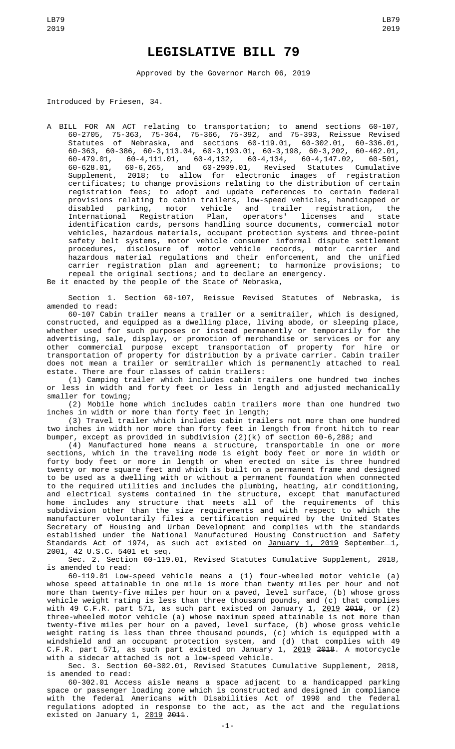# LEGISLATIVE BILL 79

Approved by the Governor March 06, 2019

Introduced by Friesen, 34.

A BILL FOR AN ACT relating to transportation; to amend sections 60-107, 60-2705, 75-363, 75-364, 75-366, 75-392, and 75-393, Reissue Revised Statutes of Nebraska, and sections 60-119.01, 60-302.01, 60-336.01, 60-363, 60-386, 60-3,113.04, 60-3,193.01, 60-3,198, 60-3,202, 60-462.01, 60-479.01, 60-4,111.01, 60-4,132, 60-4,134, 60-4,147.02, 60-501, 60-628.01, 60-6,265, and 60-2909.01, Revised Statutes Cumulative Supplement, 2018; to allow for electronic images of registration certificates; to change provisions relating to the distribution of certain registration fees; to adopt and update references to certain federal provisions relating to cabin trailers, low-speed vehicles, handicapped or disabled parking, motor vehicle and trailer registration, the International Registration Plan, operators' licenses and state identification cards, persons handling source documents, commercial motor vehicles, hazardous materials, occupant protection systems and three-point safety belt systems, motor vehicle consumer informal dispute settlement procedures, disclosure of motor vehicle records, motor carrier and hazardous material regulations and their enforcement, and the unified carrier registration plan and agreement; to harmonize provisions; to repeal the original sections; and to declare an emergency.

Be it enacted by the people of the State of Nebraska,

Section 1. Section 60-107, Reissue Revised Statutes of Nebraska, is amended to read:

60-107 Cabin trailer means a trailer or a semitrailer, which is designed, constructed, and equipped as a dwelling place, living abode, or sleeping place, whether used for such purposes or instead permanently or temporarily for the advertising, sale, display, or promotion of merchandise or services or for any other commercial purpose except transportation of property for hire or transportation of property for distribution by a private carrier. Cabin trailer does not mean a trailer or semitrailer which is permanently attached to real estate. There are four classes of cabin trailers:

(1) Camping trailer which includes cabin trailers one hundred two inches or less in width and forty feet or less in length and adjusted mechanically smaller for towing;

(2) Mobile home which includes cabin trailers more than one hundred two inches in width or more than forty feet in length;

(3) Travel trailer which includes cabin trailers not more than one hundred two inches in width nor more than forty feet in length from front hitch to rear bumper, except as provided in subdivision (2)(k) of section 60-6,288; and

(4) Manufactured home means a structure, transportable in one or more sections, which in the traveling mode is eight body feet or more in width or forty body feet or more in length or when erected on site is three hundred twenty or more square feet and which is built on a permanent frame and designed to be used as a dwelling with or without a permanent foundation when connected to the required utilities and includes the plumbing, heating, air conditioning, and electrical systems contained in the structure, except that manufactured home includes any structure that meets all of the requirements of this subdivision other than the size requirements and with respect to which the manufacturer voluntarily files a certification required by the United States Secretary of Housing and Urban Development and complies with the standards established under the National Manufactured Housing Construction and Safety Standards Act of 1974, as such act existed on January 1, 2019 ~~September 1, 2001~~, 42 U.S.C. 5401 et seq.

Sec. 2. Section 60-119.01, Revised Statutes Cumulative Supplement, 2018, is amended to read:

60-119.01 Low-speed vehicle means a (1) four-wheeled motor vehicle (a) whose speed attainable in one mile is more than twenty miles per hour and not more than twenty-five miles per hour on a paved, level surface, (b) whose gross vehicle weight rating is less than three thousand pounds, and (c) that complies with 49 C.F.R. part 571, as such part existed on January 1, 2019 ~~2018~~, or (2) three-wheeled motor vehicle (a) whose maximum speed attainable is not more than twenty-five miles per hour on a paved, level surface, (b) whose gross vehicle weight rating is less than three thousand pounds, (c) which is equipped with a windshield and an occupant protection system, and (d) that complies with 49 C.F.R. part 571, as such part existed on January 1, 2019 ~~2018~~. A motorcycle with a sidecar attached is not a low-speed vehicle.

Sec. 3. Section 60-302.01, Revised Statutes Cumulative Supplement, 2018, is amended to read:

60-302.01 Access aisle means a space adjacent to a handicapped parking space or passenger loading zone which is constructed and designed in compliance with the federal Americans with Disabilities Act of 1990 and the federal regulations adopted in response to the act, as the act and the regulations existed on January 1, 2019 ~~2011~~.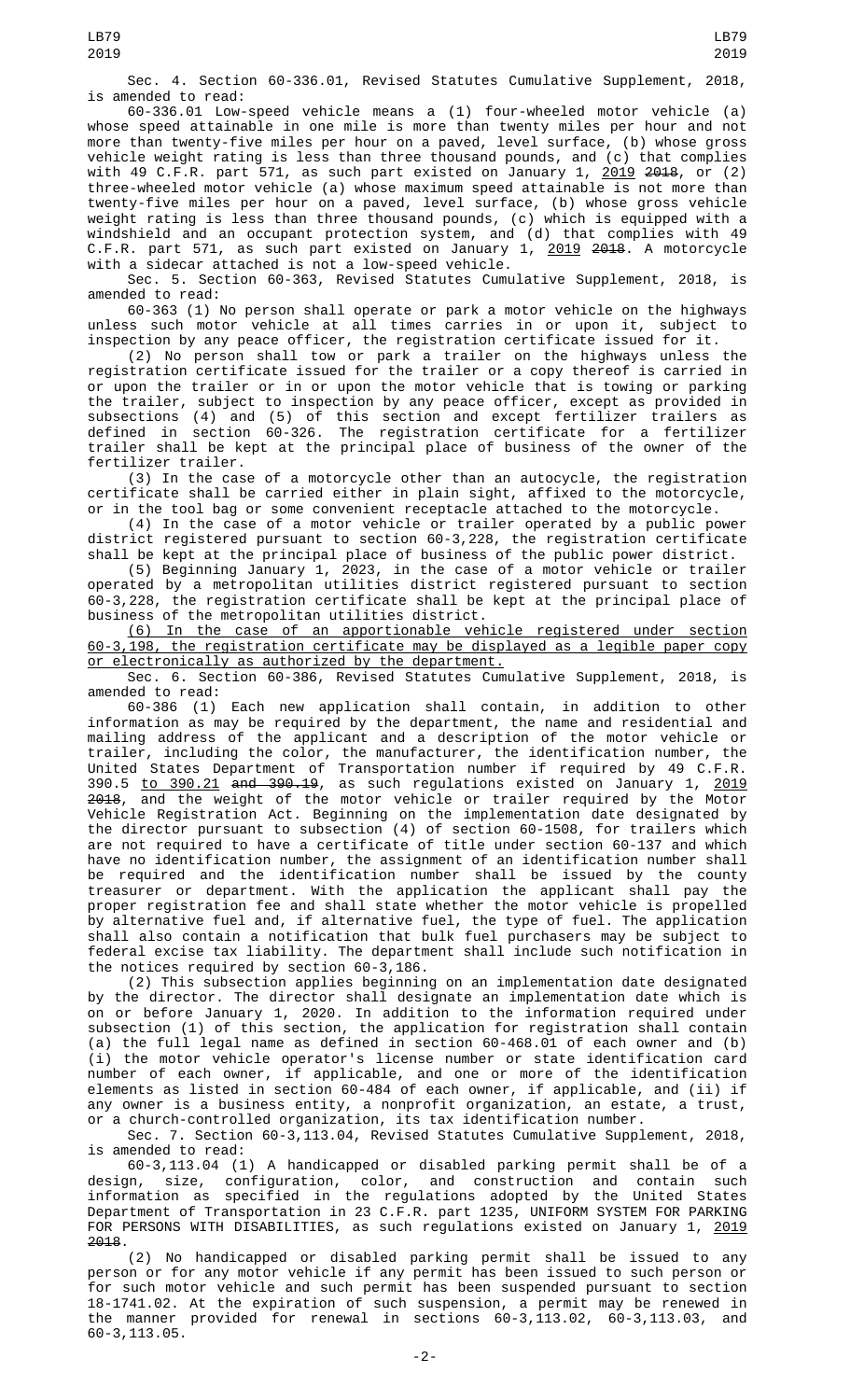Sec. 4. Section 60-336.01, Revised Statutes Cumulative Supplement, 2018, is amended to read:

60-336.01 Low-speed vehicle means a (1) four-wheeled motor vehicle (a) whose speed attainable in one mile is more than twenty miles per hour and not more than twenty-five miles per hour on a paved, level surface, (b) whose gross vehicle weight rating is less than three thousand pounds, and (c) that complies with 49 C.F.R. part 571, as such part existed on January 1, 2019 ~~2018~~, or (2) three-wheeled motor vehicle (a) whose maximum speed attainable is not more than twenty-five miles per hour on a paved, level surface, (b) whose gross vehicle weight rating is less than three thousand pounds, (c) which is equipped with a windshield and an occupant protection system, and (d) that complies with 49 C.F.R. part 571, as such part existed on January 1, 2019 ~~2018~~. A motorcycle with a sidecar attached is not a low-speed vehicle.

Sec. 5. Section 60-363, Revised Statutes Cumulative Supplement, 2018, is amended to read:

60-363 (1) No person shall operate or park a motor vehicle on the highways unless such motor vehicle at all times carries in or upon it, subject to inspection by any peace officer, the registration certificate issued for it.

(2) No person shall tow or park a trailer on the highways unless the registration certificate issued for the trailer or a copy thereof is carried in or upon the trailer or in or upon the motor vehicle that is towing or parking the trailer, subject to inspection by any peace officer, except as provided in subsections (4) and (5) of this section and except fertilizer trailers as defined in section 60-326. The registration certificate for a fertilizer trailer shall be kept at the principal place of business of the owner of the fertilizer trailer.

(3) In the case of a motorcycle other than an autocycle, the registration certificate shall be carried either in plain sight, affixed to the motorcycle, or in the tool bag or some convenient receptacle attached to the motorcycle.

(4) In the case of a motor vehicle or trailer operated by a public power district registered pursuant to section 60-3,228, the registration certificate shall be kept at the principal place of business of the public power district.

(5) Beginning January 1, 2023, in the case of a motor vehicle or trailer operated by a metropolitan utilities district registered pursuant to section 60-3,228, the registration certificate shall be kept at the principal place of business of the metropolitan utilities district.

(6) In the case of an apportionable vehicle registered under section 60-3,198, the registration certificate may be displayed as a legible paper copy or electronically as authorized by the department.

Sec. 6. Section 60-386, Revised Statutes Cumulative Supplement, 2018, is amended to read:

60-386 (1) Each new application shall contain, in addition to other information as may be required by the department, the name and residential and mailing address of the applicant and a description of the motor vehicle or trailer, including the color, the manufacturer, the identification number, the United States Department of Transportation number if required by 49 C.F.R. 390.5 to 390.21 ~~and 390.19~~, as such regulations existed on January 1, 2019 ~~2018~~, and the weight of the motor vehicle or trailer required by the Motor Vehicle Registration Act. Beginning on the implementation date designated by the director pursuant to subsection (4) of section 60-1508, for trailers which are not required to have a certificate of title under section 60-137 and which have no identification number, the assignment of an identification number shall be required and the identification number shall be issued by the county treasurer or department. With the application the applicant shall pay the proper registration fee and shall state whether the motor vehicle is propelled by alternative fuel and, if alternative fuel, the type of fuel. The application shall also contain a notification that bulk fuel purchasers may be subject to federal excise tax liability. The department shall include such notification in the notices required by section 60-3,186.

(2) This subsection applies beginning on an implementation date designated by the director. The director shall designate an implementation date which is on or before January 1, 2020. In addition to the information required under subsection (1) of this section, the application for registration shall contain (a) the full legal name as defined in section 60-468.01 of each owner and (b) (i) the motor vehicle operator's license number or state identification card number of each owner, if applicable, and one or more of the identification elements as listed in section 60-484 of each owner, if applicable, and (ii) if any owner is a business entity, a nonprofit organization, an estate, a trust, or a church-controlled organization, its tax identification number.

Sec. 7. Section 60-3,113.04, Revised Statutes Cumulative Supplement, 2018, is amended to read:

60-3,113.04 (1) A handicapped or disabled parking permit shall be of a design, size, configuration, color, and construction and contain such information as specified in the regulations adopted by the United States Department of Transportation in 23 C.F.R. part 1235, UNIFORM SYSTEM FOR PARKING FOR PERSONS WITH DISABILITIES, as such regulations existed on January 1, 2019 ~~2018~~.

(2) No handicapped or disabled parking permit shall be issued to any person or for any motor vehicle if any permit has been issued to such person or for such motor vehicle and such permit has been suspended pursuant to section 18-1741.02. At the expiration of such suspension, a permit may be renewed in the manner provided for renewal in sections 60-3,113.02, 60-3,113.03, and 60-3,113.05.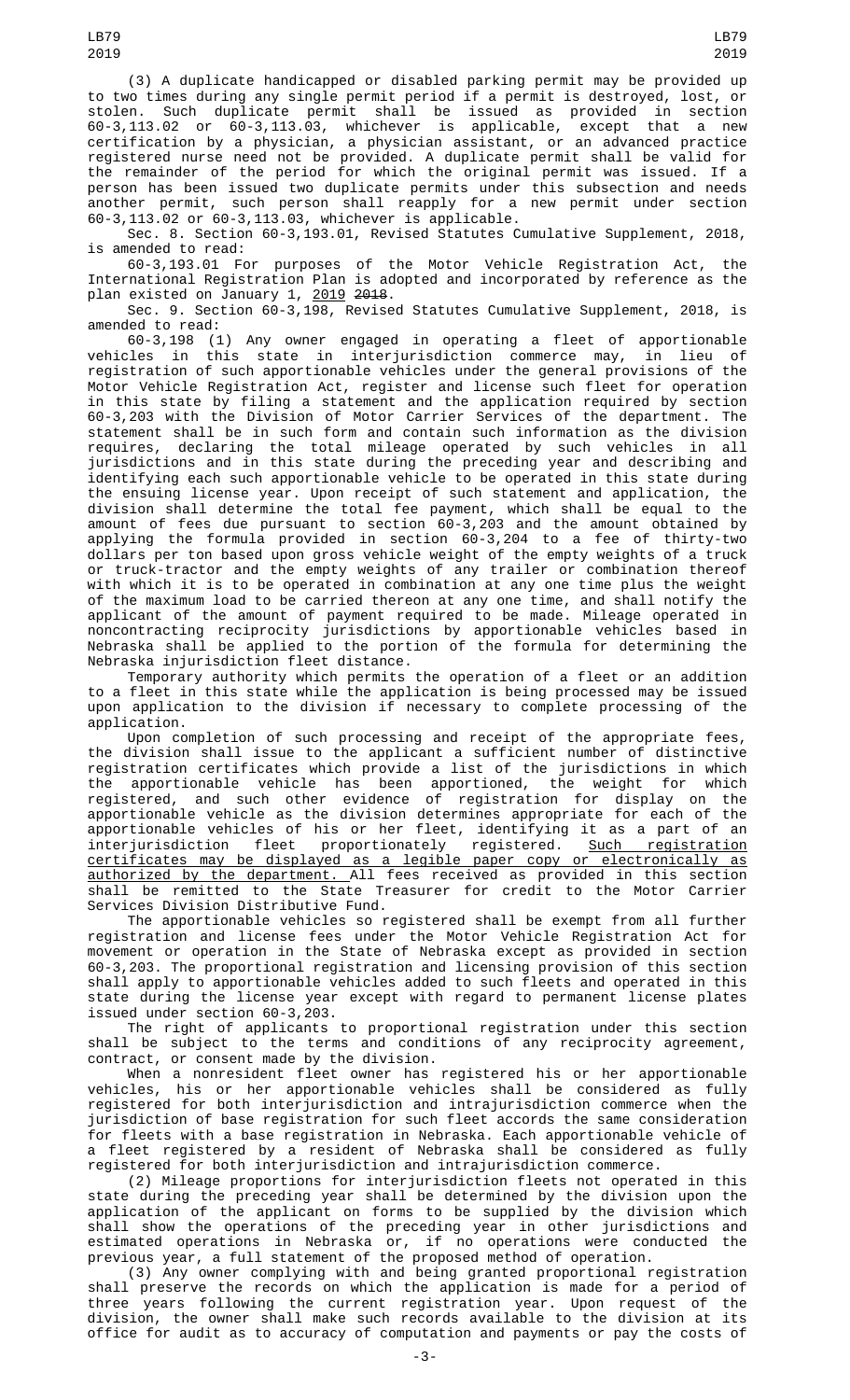(3) A duplicate handicapped or disabled parking permit may be provided up to two times during any single permit period if a permit is destroyed, lost, or stolen. Such duplicate permit shall be issued as provided in section 60-3,113.02 or 60-3,113.03, whichever is applicable, except that a new certification by a physician, a physician assistant, or an advanced practice registered nurse need not be provided. A duplicate permit shall be valid for the remainder of the period for which the original permit was issued. If a person has been issued two duplicate permits under this subsection and needs another permit, such person shall reapply for a new permit under section 60-3,113.02 or 60-3,113.03, whichever is applicable.

Sec. 8. Section 60-3,193.01, Revised Statutes Cumulative Supplement, 2018, is amended to read:

60-3,193.01 For purposes of the Motor Vehicle Registration Act, the International Registration Plan is adopted and incorporated by reference as the plan existed on January 1, 2019 ~~2018~~.

Sec. 9. Section 60-3,198, Revised Statutes Cumulative Supplement, 2018, is amended to read:

60-3,198 (1) Any owner engaged in operating a fleet of apportionable vehicles in this state in interjurisdiction commerce may, in lieu of registration of such apportionable vehicles under the general provisions of the Motor Vehicle Registration Act, register and license such fleet for operation in this state by filing a statement and the application required by section 60-3,203 with the Division of Motor Carrier Services of the department. The statement shall be in such form and contain such information as the division requires, declaring the total mileage operated by such vehicles in all jurisdictions and in this state during the preceding year and describing and identifying each such apportionable vehicle to be operated in this state during the ensuing license year. Upon receipt of such statement and application, the division shall determine the total fee payment, which shall be equal to the amount of fees due pursuant to section 60-3,203 and the amount obtained by applying the formula provided in section 60-3,204 to a fee of thirty-two dollars per ton based upon gross vehicle weight of the empty weights of a truck or truck-tractor and the empty weights of any trailer or combination thereof with which it is to be operated in combination at any one time plus the weight of the maximum load to be carried thereon at any one time, and shall notify the applicant of the amount of payment required to be made. Mileage operated in noncontracting reciprocity jurisdictions by apportionable vehicles based in Nebraska shall be applied to the portion of the formula for determining the Nebraska injurisdiction fleet distance.

Temporary authority which permits the operation of a fleet or an addition to a fleet in this state while the application is being processed may be issued upon application to the division if necessary to complete processing of the application.

Upon completion of such processing and receipt of the appropriate fees, the division shall issue to the applicant a sufficient number of distinctive registration certificates which provide a list of the jurisdictions in which the apportionable vehicle has been apportioned, the weight for which registered, and such other evidence of registration for display on the apportionable vehicle as the division determines appropriate for each of the apportionable vehicles of his or her fleet, identifying it as a part of an interjurisdiction fleet proportionately registered. Such registration certificates may be displayed as a legible paper copy or electronically as authorized by the department. All fees received as provided in this section shall be remitted to the State Treasurer for credit to the Motor Carrier Services Division Distributive Fund.

The apportionable vehicles so registered shall be exempt from all further registration and license fees under the Motor Vehicle Registration Act for movement or operation in the State of Nebraska except as provided in section 60-3,203. The proportional registration and licensing provision of this section shall apply to apportionable vehicles added to such fleets and operated in this state during the license year except with regard to permanent license plates issued under section 60-3,203.

The right of applicants to proportional registration under this section shall be subject to the terms and conditions of any reciprocity agreement, contract, or consent made by the division.

When a nonresident fleet owner has registered his or her apportionable vehicles, his or her apportionable vehicles shall be considered as fully registered for both interjurisdiction and intrajurisdiction commerce when the jurisdiction of base registration for such fleet accords the same consideration for fleets with a base registration in Nebraska. Each apportionable vehicle of a fleet registered by a resident of Nebraska shall be considered as fully registered for both interjurisdiction and intrajurisdiction commerce.

(2) Mileage proportions for interjurisdiction fleets not operated in this state during the preceding year shall be determined by the division upon the application of the applicant on forms to be supplied by the division which shall show the operations of the preceding year in other jurisdictions and estimated operations in Nebraska or, if no operations were conducted the previous year, a full statement of the proposed method of operation.

(3) Any owner complying with and being granted proportional registration shall preserve the records on which the application is made for a period of three years following the current registration year. Upon request of the division, the owner shall make such records available to the division at its office for audit as to accuracy of computation and payments or pay the costs of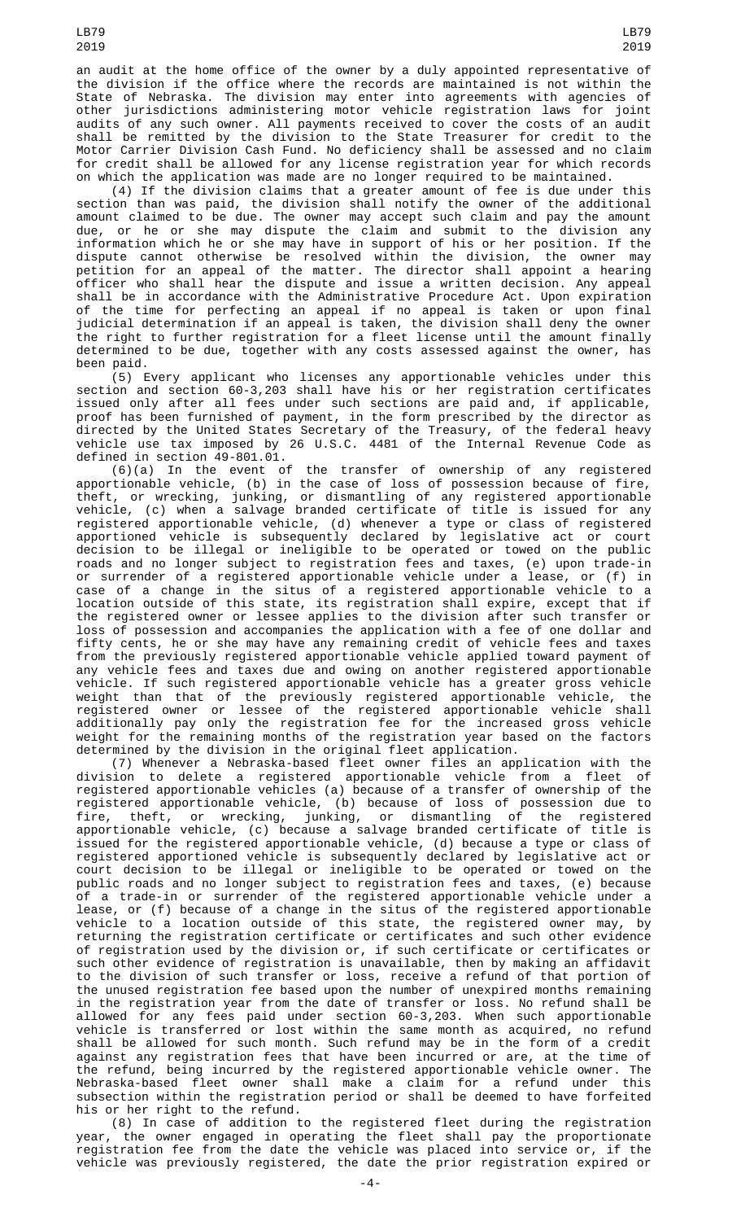an audit at the home office of the owner by a duly appointed representative of the division if the office where the records are maintained is not within the State of Nebraska. The division may enter into agreements with agencies of other jurisdictions administering motor vehicle registration laws for joint audits of any such owner. All payments received to cover the costs of an audit shall be remitted by the division to the State Treasurer for credit to the Motor Carrier Division Cash Fund. No deficiency shall be assessed and no claim for credit shall be allowed for any license registration year for which records on which the application was made are no longer required to be maintained.

(4) If the division claims that a greater amount of fee is due under this section than was paid, the division shall notify the owner of the additional amount claimed to be due. The owner may accept such claim and pay the amount due, or he or she may dispute the claim and submit to the division any information which he or she may have in support of his or her position. If the dispute cannot otherwise be resolved within the division, the owner may petition for an appeal of the matter. The director shall appoint a hearing officer who shall hear the dispute and issue a written decision. Any appeal shall be in accordance with the Administrative Procedure Act. Upon expiration of the time for perfecting an appeal if no appeal is taken or upon final judicial determination if an appeal is taken, the division shall deny the owner the right to further registration for a fleet license until the amount finally determined to be due, together with any costs assessed against the owner, has been paid.

(5) Every applicant who licenses any apportionable vehicles under this section and section 60-3,203 shall have his or her registration certificates issued only after all fees under such sections are paid and, if applicable, proof has been furnished of payment, in the form prescribed by the director as directed by the United States Secretary of the Treasury, of the federal heavy vehicle use tax imposed by 26 U.S.C. 4481 of the Internal Revenue Code as defined in section 49-801.01.

(6)(a) In the event of the transfer of ownership of any registered apportionable vehicle, (b) in the case of loss of possession because of fire, theft, or wrecking, junking, or dismantling of any registered apportionable vehicle, (c) when a salvage branded certificate of title is issued for any registered apportionable vehicle, (d) whenever a type or class of registered apportioned vehicle is subsequently declared by legislative act or court decision to be illegal or ineligible to be operated or towed on the public roads and no longer subject to registration fees and taxes, (e) upon trade-in or surrender of a registered apportionable vehicle under a lease, or (f) in case of a change in the situs of a registered apportionable vehicle to a location outside of this state, its registration shall expire, except that if the registered owner or lessee applies to the division after such transfer or loss of possession and accompanies the application with a fee of one dollar and fifty cents, he or she may have any remaining credit of vehicle fees and taxes from the previously registered apportionable vehicle applied toward payment of any vehicle fees and taxes due and owing on another registered apportionable vehicle. If such registered apportionable vehicle has a greater gross vehicle weight than that of the previously registered apportionable vehicle, the registered owner or lessee of the registered apportionable vehicle shall additionally pay only the registration fee for the increased gross vehicle weight for the remaining months of the registration year based on the factors determined by the division in the original fleet application.

(7) Whenever a Nebraska-based fleet owner files an application with the division to delete a registered apportionable vehicle from a fleet of registered apportionable vehicles (a) because of a transfer of ownership of the registered apportionable vehicle, (b) because of loss of possession due to fire, theft, or wrecking, junking, or dismantling of the registered apportionable vehicle, (c) because a salvage branded certificate of title is issued for the registered apportionable vehicle, (d) because a type or class of registered apportioned vehicle is subsequently declared by legislative act or court decision to be illegal or ineligible to be operated or towed on the public roads and no longer subject to registration fees and taxes, (e) because of a trade-in or surrender of the registered apportionable vehicle under a lease, or (f) because of a change in the situs of the registered apportionable vehicle to a location outside of this state, the registered owner may, by returning the registration certificate or certificates and such other evidence of registration used by the division or, if such certificate or certificates or such other evidence of registration is unavailable, then by making an affidavit to the division of such transfer or loss, receive a refund of that portion of the unused registration fee based upon the number of unexpired months remaining in the registration year from the date of transfer or loss. No refund shall be allowed for any fees paid under section 60-3,203. When such apportionable vehicle is transferred or lost within the same month as acquired, no refund shall be allowed for such month. Such refund may be in the form of a credit against any registration fees that have been incurred or are, at the time of the refund, being incurred by the registered apportionable vehicle owner. The Nebraska-based fleet owner shall make a claim for a refund under this subsection within the registration period or shall be deemed to have forfeited his or her right to the refund.

(8) In case of addition to the registered fleet during the registration year, the owner engaged in operating the fleet shall pay the proportionate registration fee from the date the vehicle was placed into service or, if the vehicle was previously registered, the date the prior registration expired or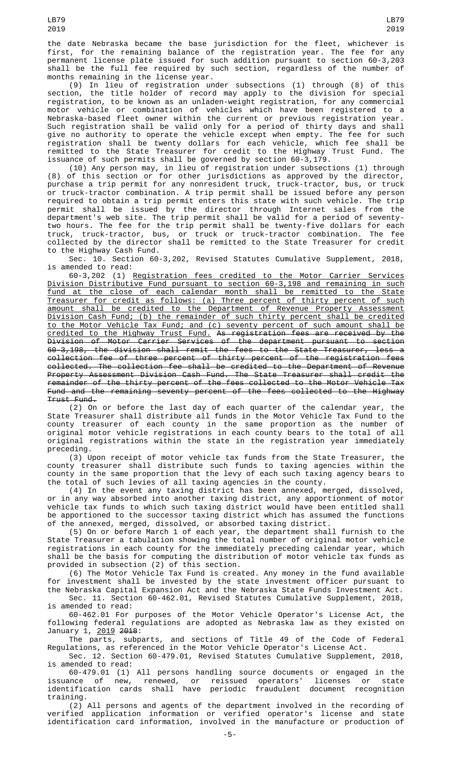the date Nebraska became the base jurisdiction for the fleet, whichever is first, for the remaining balance of the registration year. The fee for any permanent license plate issued for such addition pursuant to section 60-3,203 shall be the full fee required by such section, regardless of the number of months remaining in the license year.

(9) In lieu of registration under subsections (1) through (8) of this section, the title holder of record may apply to the division for special registration, to be known as an unladen-weight registration, for any commercial motor vehicle or combination of vehicles which have been registered to a Nebraska-based fleet owner within the current or previous registration year. Such registration shall be valid only for a period of thirty days and shall give no authority to operate the vehicle except when empty. The fee for such registration shall be twenty dollars for each vehicle, which fee shall be remitted to the State Treasurer for credit to the Highway Trust Fund. The issuance of such permits shall be governed by section 60-3,179.

(10) Any person may, in lieu of registration under subsections (1) through (8) of this section or for other jurisdictions as approved by the director, purchase a trip permit for any nonresident truck, truck-tractor, bus, or truck or truck-tractor combination. A trip permit shall be issued before any person required to obtain a trip permit enters this state with such vehicle. The trip permit shall be issued by the director through Internet sales from the department's web site. The trip permit shall be valid for a period of seventy-two hours. The fee for the trip permit shall be twenty-five dollars for each truck, truck-tractor, bus, or truck or truck-tractor combination. The fee collected by the director shall be remitted to the State Treasurer for credit to the Highway Cash Fund.

Sec. 10. Section 60-3,202, Revised Statutes Cumulative Supplement, 2018, is amended to read:

60-3,202 (1) Registration fees credited to the Motor Carrier Services Division Distributive Fund pursuant to section 60-3,198 and remaining in such fund at the close of each calendar month shall be remitted to the State Treasurer for credit as follows: (a) Three percent of thirty percent of such amount shall be credited to the Department of Revenue Property Assessment Division Cash Fund; (b) the remainder of such thirty percent shall be credited to the Motor Vehicle Tax Fund; and (c) seventy percent of such amount shall be credited to the Highway Trust Fund. ~~As registration fees are received by the Division of Motor Carrier Services of the department pursuant to section 60-3,198, the division shall remit the fees to the State Treasurer, less a collection fee of three percent of thirty percent of the registration fees collected. The collection fee shall be credited to the Department of Revenue Property Assessment Division Cash Fund. The State Treasurer shall credit the remainder of the thirty percent of the fees collected to the Motor Vehicle Tax Fund and the remaining seventy percent of the fees collected to the Highway Trust Fund.~~

(2) On or before the last day of each quarter of the calendar year, the State Treasurer shall distribute all funds in the Motor Vehicle Tax Fund to the county treasurer of each county in the same proportion as the number of original motor vehicle registrations in each county bears to the total of all original registrations within the state in the registration year immediately preceding.

(3) Upon receipt of motor vehicle tax funds from the State Treasurer, the county treasurer shall distribute such funds to taxing agencies within the county in the same proportion that the levy of each such taxing agency bears to the total of such levies of all taxing agencies in the county.

(4) In the event any taxing district has been annexed, merged, dissolved, or in any way absorbed into another taxing district, any apportionment of motor vehicle tax funds to which such taxing district would have been entitled shall be apportioned to the successor taxing district which has assumed the functions of the annexed, merged, dissolved, or absorbed taxing district.

(5) On or before March 1 of each year, the department shall furnish to the State Treasurer a tabulation showing the total number of original motor vehicle registrations in each county for the immediately preceding calendar year, which shall be the basis for computing the distribution of motor vehicle tax funds as provided in subsection (2) of this section.

(6) The Motor Vehicle Tax Fund is created. Any money in the fund available for investment shall be invested by the state investment officer pursuant to the Nebraska Capital Expansion Act and the Nebraska State Funds Investment Act.

Sec. 11. Section 60-462.01, Revised Statutes Cumulative Supplement, 2018, is amended to read:

60-462.01 For purposes of the Motor Vehicle Operator's License Act, the following federal regulations are adopted as Nebraska law as they existed on January 1, 2019 ~~2018~~:

The parts, subparts, and sections of Title 49 of the Code of Federal Regulations, as referenced in the Motor Vehicle Operator's License Act.

Sec. 12. Section 60-479.01, Revised Statutes Cumulative Supplement, 2018, is amended to read:

60-479.01 (1) All persons handling source documents or engaged in the issuance of new, renewed, or reissued operators' licenses or state identification cards shall have periodic fraudulent document recognition training.

(2) All persons and agents of the department involved in the recording of verified application information or verified operator's license and state identification card information, involved in the manufacture or production of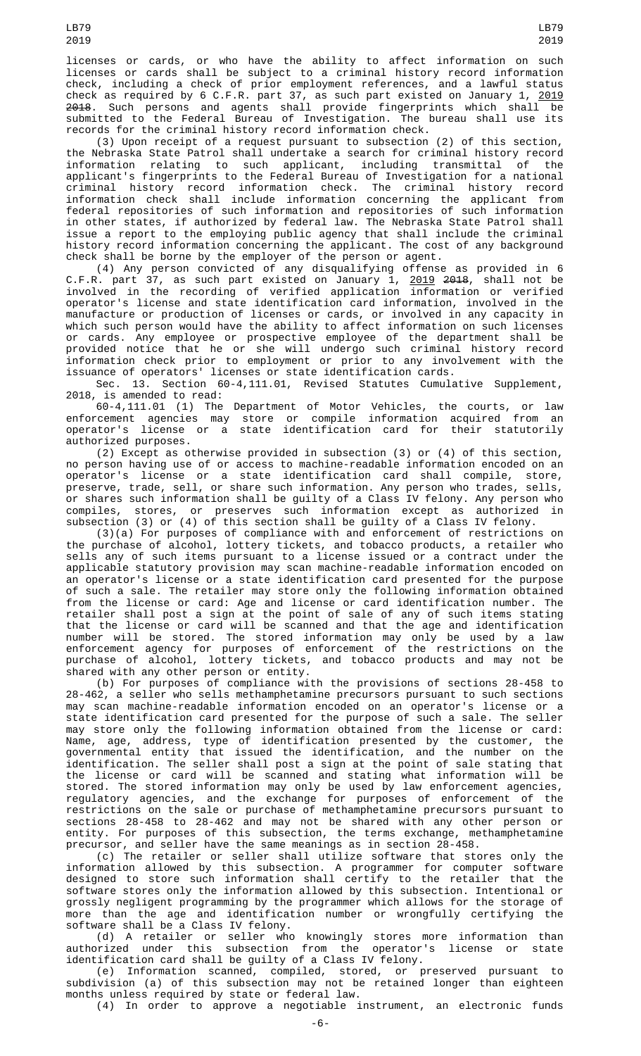licenses or cards, or who have the ability to affect information on such licenses or cards shall be subject to a criminal history record information check, including a check of prior employment references, and a lawful status check as required by 6 C.F.R. part 37, as such part existed on January 1, 2019 ~~2018~~. Such persons and agents shall provide fingerprints which shall be submitted to the Federal Bureau of Investigation. The bureau shall use its records for the criminal history record information check.

(3) Upon receipt of a request pursuant to subsection (2) of this section, the Nebraska State Patrol shall undertake a search for criminal history record information relating to such applicant, including transmittal of the applicant's fingerprints to the Federal Bureau of Investigation for a national criminal history record information check. The criminal history record information check shall include information concerning the applicant from federal repositories of such information and repositories of such information in other states, if authorized by federal law. The Nebraska State Patrol shall issue a report to the employing public agency that shall include the criminal history record information concerning the applicant. The cost of any background check shall be borne by the employer of the person or agent.

(4) Any person convicted of any disqualifying offense as provided in 6 C.F.R. part 37, as such part existed on January 1, 2019 ~~2018~~, shall not be involved in the recording of verified application information or verified operator's license and state identification card information, involved in the manufacture or production of licenses or cards, or involved in any capacity in which such person would have the ability to affect information on such licenses or cards. Any employee or prospective employee of the department shall be provided notice that he or she will undergo such criminal history record information check prior to employment or prior to any involvement with the issuance of operators' licenses or state identification cards.

Sec. 13. Section 60-4,111.01, Revised Statutes Cumulative Supplement, 2018, is amended to read:

60-4,111.01 (1) The Department of Motor Vehicles, the courts, or law enforcement agencies may store or compile information acquired from an operator's license or a state identification card for their statutorily authorized purposes.

(2) Except as otherwise provided in subsection (3) or (4) of this section, no person having use of or access to machine-readable information encoded on an operator's license or a state identification card shall compile, store, preserve, trade, sell, or share such information. Any person who trades, sells, or shares such information shall be guilty of a Class IV felony. Any person who compiles, stores, or preserves such information except as authorized in subsection (3) or (4) of this section shall be guilty of a Class IV felony.

(3)(a) For purposes of compliance with and enforcement of restrictions on the purchase of alcohol, lottery tickets, and tobacco products, a retailer who sells any of such items pursuant to a license issued or a contract under the applicable statutory provision may scan machine-readable information encoded on an operator's license or a state identification card presented for the purpose of such a sale. The retailer may store only the following information obtained from the license or card: Age and license or card identification number. The retailer shall post a sign at the point of sale of any of such items stating that the license or card will be scanned and that the age and identification number will be stored. The stored information may only be used by a law enforcement agency for purposes of enforcement of the restrictions on the purchase of alcohol, lottery tickets, and tobacco products and may not be shared with any other person or entity.

(b) For purposes of compliance with the provisions of sections 28-458 to 28-462, a seller who sells methamphetamine precursors pursuant to such sections may scan machine-readable information encoded on an operator's license or a state identification card presented for the purpose of such a sale. The seller may store only the following information obtained from the license or card: Name, age, address, type of identification presented by the customer, the governmental entity that issued the identification, and the number on the identification. The seller shall post a sign at the point of sale stating that the license or card will be scanned and stating what information will be stored. The stored information may only be used by law enforcement agencies, regulatory agencies, and the exchange for purposes of enforcement of the restrictions on the sale or purchase of methamphetamine precursors pursuant to sections 28-458 to 28-462 and may not be shared with any other person or entity. For purposes of this subsection, the terms exchange, methamphetamine precursor, and seller have the same meanings as in section 28-458.

(c) The retailer or seller shall utilize software that stores only the information allowed by this subsection. A programmer for computer software designed to store such information shall certify to the retailer that the software stores only the information allowed by this subsection. Intentional or grossly negligent programming by the programmer which allows for the storage of more than the age and identification number or wrongfully certifying the software shall be a Class IV felony.

(d) A retailer or seller who knowingly stores more information than authorized under this subsection from the operator's license or state identification card shall be guilty of a Class IV felony.

(e) Information scanned, compiled, stored, or preserved pursuant to subdivision (a) of this subsection may not be retained longer than eighteen months unless required by state or federal law.

(4) In order to approve a negotiable instrument, an electronic funds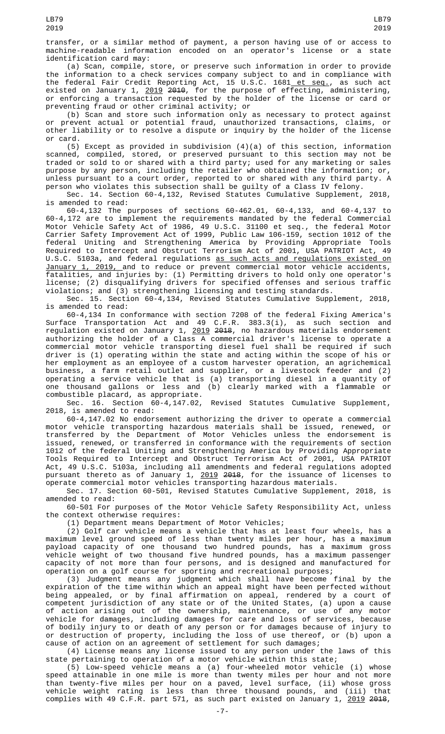transfer, or a similar method of payment, a person having use of or access to machine-readable information encoded on an operator's license or a state identification card may:

(a) Scan, compile, store, or preserve such information in order to provide the information to a check services company subject to and in compliance with the federal Fair Credit Reporting Act, 15 U.S.C. 1681 et seq., as such act existed on January 1, 2019 2010, for the purpose of effecting, administering, or enforcing a transaction requested by the holder of the license or card or preventing fraud or other criminal activity; or

(b) Scan and store such information only as necessary to protect against or prevent actual or potential fraud, unauthorized transactions, claims, or other liability or to resolve a dispute or inquiry by the holder of the license or card.

(5) Except as provided in subdivision (4)(a) of this section, information scanned, compiled, stored, or preserved pursuant to this section may not be traded or sold to or shared with a third party; used for any marketing or sales purpose by any person, including the retailer who obtained the information; or, unless pursuant to a court order, reported to or shared with any third party. A person who violates this subsection shall be guilty of a Class IV felony.

Sec. 14. Section 60-4,132, Revised Statutes Cumulative Supplement, 2018, is amended to read:

60-4,132 The purposes of sections 60-462.01, 60-4,133, and 60-4,137 to 60-4,172 are to implement the requirements mandated by the federal Commercial Motor Vehicle Safety Act of 1986, 49 U.S.C. 31100 et seq., the federal Motor Carrier Safety Improvement Act of 1999, Public Law 106-159, section 1012 of the federal Uniting and Strengthening America by Providing Appropriate Tools Required to Intercept and Obstruct Terrorism Act of 2001, USA PATRIOT Act, 49 U.S.C. 5103a, and federal regulations as such acts and regulations existed on January 1, 2019, and to reduce or prevent commercial motor vehicle accidents, fatalities, and injuries by: (1) Permitting drivers to hold only one operator's license; (2) disqualifying drivers for specified offenses and serious traffic violations; and (3) strengthening licensing and testing standards.

Sec. 15. Section 60-4,134, Revised Statutes Cumulative Supplement, 2018, is amended to read:

60-4,134 In conformance with section 7208 of the federal Fixing America's Surface Transportation Act and 49 C.F.R. 383.3(i), as such section and regulation existed on January 1, 2019 2018, no hazardous materials endorsement authorizing the holder of a Class A commercial driver's license to operate a commercial motor vehicle transporting diesel fuel shall be required if such driver is (1) operating within the state and acting within the scope of his or her employment as an employee of a custom harvester operation, an agrichemical business, a farm retail outlet and supplier, or a livestock feeder and (2) operating a service vehicle that is (a) transporting diesel in a quantity of one thousand gallons or less and (b) clearly marked with a flammable or combustible placard, as appropriate.

Sec. 16. Section 60-4,147.02, Revised Statutes Cumulative Supplement, 2018, is amended to read:

60-4,147.02 No endorsement authorizing the driver to operate a commercial motor vehicle transporting hazardous materials shall be issued, renewed, or transferred by the Department of Motor Vehicles unless the endorsement is issued, renewed, or transferred in conformance with the requirements of section 1012 of the federal Uniting and Strengthening America by Providing Appropriate Tools Required to Intercept and Obstruct Terrorism Act of 2001, USA PATRIOT Act, 49 U.S.C. 5103a, including all amendments and federal regulations adopted pursuant thereto as of January 1, 2019 2018, for the issuance of licenses to operate commercial motor vehicles transporting hazardous materials.

Sec. 17. Section 60-501, Revised Statutes Cumulative Supplement, 2018, is amended to read:

60-501 For purposes of the Motor Vehicle Safety Responsibility Act, unless the context otherwise requires:

(1) Department means Department of Motor Vehicles;

(2) Golf car vehicle means a vehicle that has at least four wheels, has a maximum level ground speed of less than twenty miles per hour, has a maximum payload capacity of one thousand two hundred pounds, has a maximum gross vehicle weight of two thousand five hundred pounds, has a maximum passenger capacity of not more than four persons, and is designed and manufactured for operation on a golf course for sporting and recreational purposes;

(3) Judgment means any judgment which shall have become final by the expiration of the time within which an appeal might have been perfected without being appealed, or by final affirmation on appeal, rendered by a court of competent jurisdiction of any state or of the United States, (a) upon a cause of action arising out of the ownership, maintenance, or use of any motor vehicle for damages, including damages for care and loss of services, because of bodily injury to or death of any person or for damages because of injury to or destruction of property, including the loss of use thereof, or (b) upon a cause of action on an agreement of settlement for such damages;

(4) License means any license issued to any person under the laws of this state pertaining to operation of a motor vehicle within this state;

(5) Low-speed vehicle means a (a) four-wheeled motor vehicle (i) whose speed attainable in one mile is more than twenty miles per hour and not more than twenty-five miles per hour on a paved, level surface, (ii) whose gross vehicle weight rating is less than three thousand pounds, and (iii) that complies with 49 C.F.R. part 571, as such part existed on January 1, 2019 2018,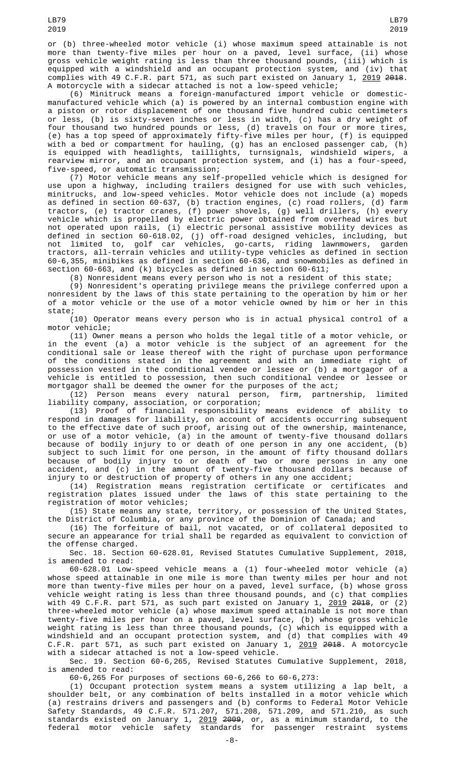or (b) three-wheeled motor vehicle (i) whose maximum speed attainable is not more than twenty-five miles per hour on a paved, level surface, (ii) whose gross vehicle weight rating is less than three thousand pounds, (iii) which is equipped with a windshield and an occupant protection system, and (iv) that complies with 49 C.F.R. part 571, as such part existed on January 1, 2019 ~~2018~~. A motorcycle with a sidecar attached is not a low-speed vehicle;

(6) Minitruck means a foreign-manufactured import vehicle or domestic-manufactured vehicle which (a) is powered by an internal combustion engine with a piston or rotor displacement of one thousand five hundred cubic centimeters or less, (b) is sixty-seven inches or less in width, (c) has a dry weight of four thousand two hundred pounds or less, (d) travels on four or more tires, (e) has a top speed of approximately fifty-five miles per hour, (f) is equipped with a bed or compartment for hauling, (g) has an enclosed passenger cab, (h) is equipped with headlights, taillights, turnsignals, windshield wipers, a rearview mirror, and an occupant protection system, and (i) has a four-speed, five-speed, or automatic transmission;

(7) Motor vehicle means any self-propelled vehicle which is designed for use upon a highway, including trailers designed for use with such vehicles, minitrucks, and low-speed vehicles. Motor vehicle does not include (a) mopeds as defined in section 60-637, (b) traction engines, (c) road rollers, (d) farm tractors, (e) tractor cranes, (f) power shovels, (g) well drillers, (h) every vehicle which is propelled by electric power obtained from overhead wires but not operated upon rails, (i) electric personal assistive mobility devices as defined in section 60-618.02, (j) off-road designed vehicles, including, but not limited to, golf car vehicles, go-carts, riding lawnmowers, garden tractors, all-terrain vehicles and utility-type vehicles as defined in section 60-6,355, minibikes as defined in section 60-636, and snowmobiles as defined in section 60-663, and (k) bicycles as defined in section 60-611;

(8) Nonresident means every person who is not a resident of this state;

(9) Nonresident's operating privilege means the privilege conferred upon a nonresident by the laws of this state pertaining to the operation by him or her of a motor vehicle or the use of a motor vehicle owned by him or her in this state;

(10) Operator means every person who is in actual physical control of a motor vehicle;

(11) Owner means a person who holds the legal title of a motor vehicle, or in the event (a) a motor vehicle is the subject of an agreement for the conditional sale or lease thereof with the right of purchase upon performance of the conditions stated in the agreement and with an immediate right of possession vested in the conditional vendee or lessee or (b) a mortgagor of a vehicle is entitled to possession, then such conditional vendee or lessee or mortgagor shall be deemed the owner for the purposes of the act;

(12) Person means every natural person, firm, partnership, limited liability company, association, or corporation;

(13) Proof of financial responsibility means evidence of ability to respond in damages for liability, on account of accidents occurring subsequent to the effective date of such proof, arising out of the ownership, maintenance, or use of a motor vehicle, (a) in the amount of twenty-five thousand dollars because of bodily injury to or death of one person in any one accident, (b) subject to such limit for one person, in the amount of fifty thousand dollars because of bodily injury to or death of two or more persons in any one accident, and (c) in the amount of twenty-five thousand dollars because of injury to or destruction of property of others in any one accident;

(14) Registration means registration certificate or certificates and registration plates issued under the laws of this state pertaining to the registration of motor vehicles;

(15) State means any state, territory, or possession of the United States, the District of Columbia, or any province of the Dominion of Canada; and

(16) The forfeiture of bail, not vacated, or of collateral deposited to secure an appearance for trial shall be regarded as equivalent to conviction of the offense charged.

Sec. 18. Section 60-628.01, Revised Statutes Cumulative Supplement, 2018, is amended to read:

60-628.01 Low-speed vehicle means a (1) four-wheeled motor vehicle (a) whose speed attainable in one mile is more than twenty miles per hour and not more than twenty-five miles per hour on a paved, level surface, (b) whose gross vehicle weight rating is less than three thousand pounds, and (c) that complies with 49 C.F.R. part 571, as such part existed on January 1, 2019 ~~2018~~, or (2) three-wheeled motor vehicle (a) whose maximum speed attainable is not more than twenty-five miles per hour on a paved, level surface, (b) whose gross vehicle weight rating is less than three thousand pounds, (c) which is equipped with a windshield and an occupant protection system, and (d) that complies with 49 C.F.R. part 571, as such part existed on January 1, 2019 ~~2018~~. A motorcycle with a sidecar attached is not a low-speed vehicle.

Sec. 19. Section 60-6,265, Revised Statutes Cumulative Supplement, 2018, is amended to read:

60-6,265 For purposes of sections 60-6,266 to 60-6,273:

(1) Occupant protection system means a system utilizing a lap belt, a shoulder belt, or any combination of belts installed in a motor vehicle which (a) restrains drivers and passengers and (b) conforms to Federal Motor Vehicle Safety Standards, 49 C.F.R. 571.207, 571.208, 571.209, and 571.210, as such standards existed on January 1, 2019 ~~2009~~, or, as a minimum standard, to the federal motor vehicle safety standards for passenger restraint systems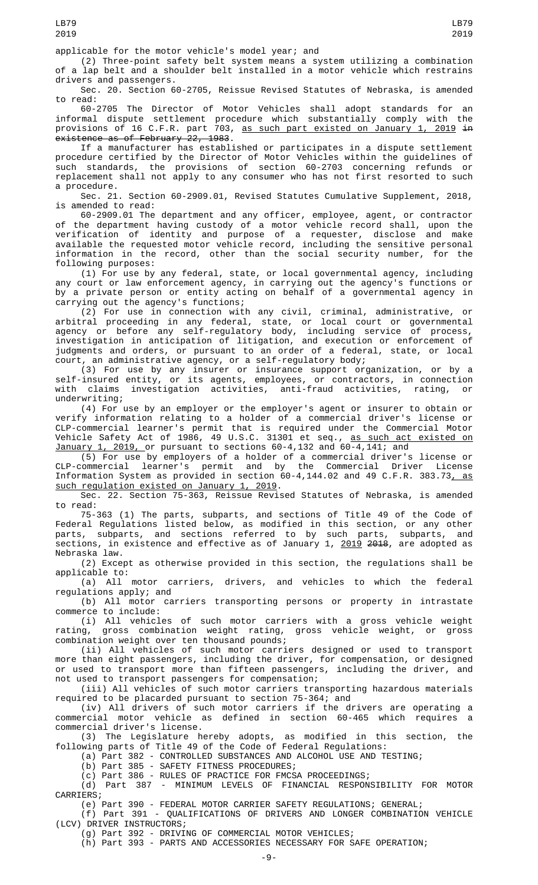applicable for the motor vehicle's model year; and

(2) Three-point safety belt system means a system utilizing a combination of a lap belt and a shoulder belt installed in a motor vehicle which restrains drivers and passengers.

Sec. 20. Section 60-2705, Reissue Revised Statutes of Nebraska, is amended to read:

60-2705 The Director of Motor Vehicles shall adopt standards for an informal dispute settlement procedure which substantially comply with the provisions of 16 C.F.R. part 703, as such part existed on January 1, 2019 ~~in existence as of February 22, 1983~~.

If a manufacturer has established or participates in a dispute settlement procedure certified by the Director of Motor Vehicles within the guidelines of such standards, the provisions of section 60-2703 concerning refunds or replacement shall not apply to any consumer who has not first resorted to such a procedure.

Sec. 21. Section 60-2909.01, Revised Statutes Cumulative Supplement, 2018, is amended to read:

60-2909.01 The department and any officer, employee, agent, or contractor of the department having custody of a motor vehicle record shall, upon the verification of identity and purpose of a requester, disclose and make available the requested motor vehicle record, including the sensitive personal information in the record, other than the social security number, for the following purposes:

(1) For use by any federal, state, or local governmental agency, including any court or law enforcement agency, in carrying out the agency's functions or by a private person or entity acting on behalf of a governmental agency in carrying out the agency's functions;

(2) For use in connection with any civil, criminal, administrative, or arbitral proceeding in any federal, state, or local court or governmental agency or before any self-regulatory body, including service of process, investigation in anticipation of litigation, and execution or enforcement of judgments and orders, or pursuant to an order of a federal, state, or local court, an administrative agency, or a self-regulatory body;

(3) For use by any insurer or insurance support organization, or by a self-insured entity, or its agents, employees, or contractors, in connection with claims investigation activities, anti-fraud activities, rating, or underwriting;

(4) For use by an employer or the employer's agent or insurer to obtain or verify information relating to a holder of a commercial driver's license or CLP-commercial learner's permit that is required under the Commercial Motor Vehicle Safety Act of 1986, 49 U.S.C. 31301 et seq., as such act existed on January 1, 2019, or pursuant to sections 60-4,132 and 60-4,141; and

(5) For use by employers of a holder of a commercial driver's license or CLP-commercial learner's permit and by the Commercial Driver License Information System as provided in section 60-4,144.02 and 49 C.F.R. 383.73, as such regulation existed on January 1, 2019.

Sec. 22. Section 75-363, Reissue Revised Statutes of Nebraska, is amended to read:

75-363 (1) The parts, subparts, and sections of Title 49 of the Code of Federal Regulations listed below, as modified in this section, or any other parts, subparts, and sections referred to by such parts, subparts, and sections, in existence and effective as of January 1, 2019 ~~2018~~, are adopted as Nebraska law.

(2) Except as otherwise provided in this section, the regulations shall be applicable to:

(a) All motor carriers, drivers, and vehicles to which the federal regulations apply; and

(b) All motor carriers transporting persons or property in intrastate commerce to include:

(i) All vehicles of such motor carriers with a gross vehicle weight rating, gross combination weight rating, gross vehicle weight, or gross combination weight over ten thousand pounds;

(ii) All vehicles of such motor carriers designed or used to transport more than eight passengers, including the driver, for compensation, or designed or used to transport more than fifteen passengers, including the driver, and not used to transport passengers for compensation;

(iii) All vehicles of such motor carriers transporting hazardous materials required to be placarded pursuant to section 75-364; and

(iv) All drivers of such motor carriers if the drivers are operating a commercial motor vehicle as defined in section 60-465 which requires a commercial driver's license.

(3) The Legislature hereby adopts, as modified in this section, the following parts of Title 49 of the Code of Federal Regulations:

(a) Part 382 - CONTROLLED SUBSTANCES AND ALCOHOL USE AND TESTING;

(b) Part 385 - SAFETY FITNESS PROCEDURES;

(c) Part 386 - RULES OF PRACTICE FOR FMCSA PROCEEDINGS;

(d) Part 387 - MINIMUM LEVELS OF FINANCIAL RESPONSIBILITY FOR MOTOR CARRIERS;

(e) Part 390 - FEDERAL MOTOR CARRIER SAFETY REGULATIONS; GENERAL;

(f) Part 391 - QUALIFICATIONS OF DRIVERS AND LONGER COMBINATION VEHICLE (LCV) DRIVER INSTRUCTORS;

(g) Part 392 - DRIVING OF COMMERCIAL MOTOR VEHICLES;

(h) Part 393 - PARTS AND ACCESSORIES NECESSARY FOR SAFE OPERATION;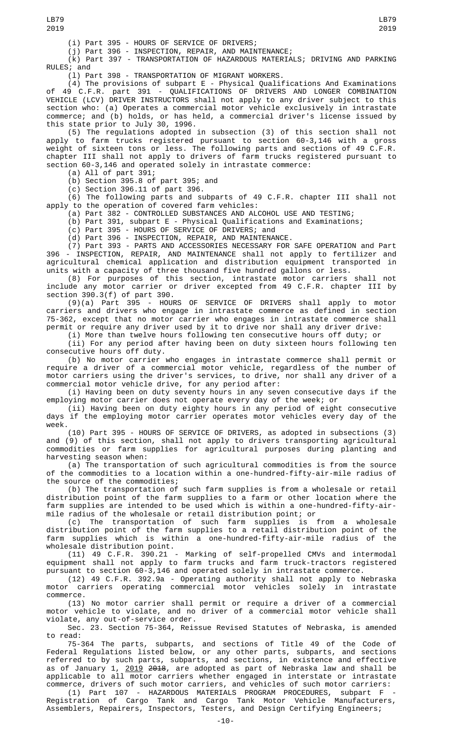(i) Part 395 - HOURS OF SERVICE OF DRIVERS;

(j) Part 396 - INSPECTION, REPAIR, AND MAINTENANCE;

(k) Part 397 - TRANSPORTATION OF HAZARDOUS MATERIALS; DRIVING AND PARKING RULES; and

(l) Part 398 - TRANSPORTATION OF MIGRANT WORKERS.

(4) The provisions of subpart E - Physical Qualifications And Examinations of 49 C.F.R. part 391 - QUALIFICATIONS OF DRIVERS AND LONGER COMBINATION VEHICLE (LCV) DRIVER INSTRUCTORS shall not apply to any driver subject to this section who: (a) Operates a commercial motor vehicle exclusively in intrastate commerce; and (b) holds, or has held, a commercial driver's license issued by this state prior to July 30, 1996.

(5) The regulations adopted in subsection (3) of this section shall not apply to farm trucks registered pursuant to section 60-3,146 with a gross weight of sixteen tons or less. The following parts and sections of 49 C.F.R. chapter III shall not apply to drivers of farm trucks registered pursuant to section 60-3,146 and operated solely in intrastate commerce:

(a) All of part 391;

(b) Section 395.8 of part 395; and

(c) Section 396.11 of part 396.

(6) The following parts and subparts of 49 C.F.R. chapter III shall not apply to the operation of covered farm vehicles:

(a) Part 382 - CONTROLLED SUBSTANCES AND ALCOHOL USE AND TESTING;

(b) Part 391, subpart E - Physical Qualifications and Examinations;

(c) Part 395 - HOURS OF SERVICE OF DRIVERS; and

(d) Part 396 - INSPECTION, REPAIR, AND MAINTENANCE.

(7) Part 393 - PARTS AND ACCESSORIES NECESSARY FOR SAFE OPERATION and Part 396 - INSPECTION, REPAIR, AND MAINTENANCE shall not apply to fertilizer and agricultural chemical application and distribution equipment transported in units with a capacity of three thousand five hundred gallons or less.

(8) For purposes of this section, intrastate motor carriers shall not include any motor carrier or driver excepted from 49 C.F.R. chapter III by section 390.3(f) of part 390.

(9)(a) Part 395 - HOURS OF SERVICE OF DRIVERS shall apply to motor carriers and drivers who engage in intrastate commerce as defined in section 75-362, except that no motor carrier who engages in intrastate commerce shall permit or require any driver used by it to drive nor shall any driver drive:

(i) More than twelve hours following ten consecutive hours off duty; or

(ii) For any period after having been on duty sixteen hours following ten consecutive hours off duty.

(b) No motor carrier who engages in intrastate commerce shall permit or require a driver of a commercial motor vehicle, regardless of the number of motor carriers using the driver's services, to drive, nor shall any driver of a commercial motor vehicle drive, for any period after:

(i) Having been on duty seventy hours in any seven consecutive days if the employing motor carrier does not operate every day of the week; or

(ii) Having been on duty eighty hours in any period of eight consecutive days if the employing motor carrier operates motor vehicles every day of the week.

(10) Part 395 - HOURS OF SERVICE OF DRIVERS, as adopted in subsections (3) and (9) of this section, shall not apply to drivers transporting agricultural commodities or farm supplies for agricultural purposes during planting and harvesting season when:

(a) The transportation of such agricultural commodities is from the source of the commodities to a location within a one-hundred-fifty-air-mile radius of the source of the commodities;

(b) The transportation of such farm supplies is from a wholesale or retail distribution point of the farm supplies to a farm or other location where the farm supplies are intended to be used which is within a one-hundred-fifty-air-mile radius of the wholesale or retail distribution point; or

(c) The transportation of such farm supplies is from a wholesale distribution point of the farm supplies to a retail distribution point of the farm supplies which is within a one-hundred-fifty-air-mile radius of the wholesale distribution point.

(11) 49 C.F.R. 390.21 - Marking of self-propelled CMVs and intermodal equipment shall not apply to farm trucks and farm truck-tractors registered pursuant to section 60-3,146 and operated solely in intrastate commerce.

(12) 49 C.F.R. 392.9a - Operating authority shall not apply to Nebraska motor carriers operating commercial motor vehicles solely in intrastate commerce.

(13) No motor carrier shall permit or require a driver of a commercial motor vehicle to violate, and no driver of a commercial motor vehicle shall violate, any out-of-service order.

Sec. 23. Section 75-364, Reissue Revised Statutes of Nebraska, is amended to read:

75-364 The parts, subparts, and sections of Title 49 of the Code of Federal Regulations listed below, or any other parts, subparts, and sections referred to by such parts, subparts, and sections, in existence and effective as of January 1, 2019 ~~2018~~, are adopted as part of Nebraska law and shall be applicable to all motor carriers whether engaged in interstate or intrastate commerce, drivers of such motor carriers, and vehicles of such motor carriers:

(1) Part 107 - HAZARDOUS MATERIALS PROGRAM PROCEDURES, subpart F - Registration of Cargo Tank and Cargo Tank Motor Vehicle Manufacturers, Assemblers, Repairers, Inspectors, Testers, and Design Certifying Engineers;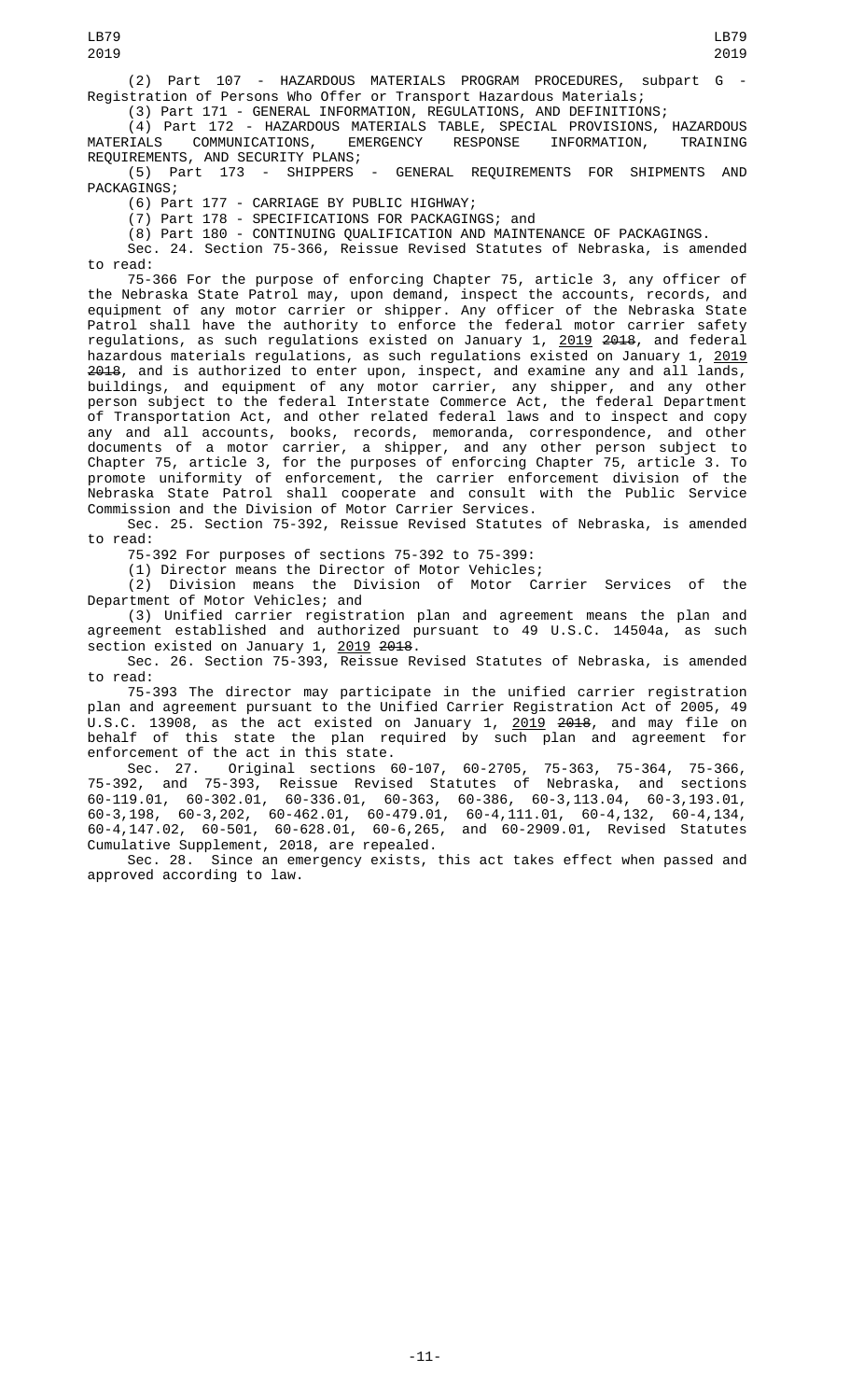(2) Part 107 - HAZARDOUS MATERIALS PROGRAM PROCEDURES, subpart G - Registration of Persons Who Offer or Transport Hazardous Materials;

(3) Part 171 - GENERAL INFORMATION, REGULATIONS, AND DEFINITIONS;

(4) Part 172 - HAZARDOUS MATERIALS TABLE, SPECIAL PROVISIONS, HAZARDOUS MATERIALS COMMUNICATIONS, EMERGENCY RESPONSE INFORMATION, TRAINING REQUIREMENTS, AND SECURITY PLANS;

(5) Part 173 - SHIPPERS - GENERAL REQUIREMENTS FOR SHIPMENTS AND PACKAGINGS;

(6) Part 177 - CARRIAGE BY PUBLIC HIGHWAY;

(7) Part 178 - SPECIFICATIONS FOR PACKAGINGS; and

(8) Part 180 - CONTINUING QUALIFICATION AND MAINTENANCE OF PACKAGINGS.

Sec. 24. Section 75-366, Reissue Revised Statutes of Nebraska, is amended to read:

75-366 For the purpose of enforcing Chapter 75, article 3, any officer of the Nebraska State Patrol may, upon demand, inspect the accounts, records, and equipment of any motor carrier or shipper. Any officer of the Nebraska State Patrol shall have the authority to enforce the federal motor carrier safety regulations, as such regulations existed on January 1, 2019 ~~2018~~, and federal hazardous materials regulations, as such regulations existed on January 1, 2019 ~~2018~~, and is authorized to enter upon, inspect, and examine any and all lands, buildings, and equipment of any motor carrier, any shipper, and any other person subject to the federal Interstate Commerce Act, the federal Department of Transportation Act, and other related federal laws and to inspect and copy any and all accounts, books, records, memoranda, correspondence, and other documents of a motor carrier, a shipper, and any other person subject to Chapter 75, article 3, for the purposes of enforcing Chapter 75, article 3. To promote uniformity of enforcement, the carrier enforcement division of the Nebraska State Patrol shall cooperate and consult with the Public Service Commission and the Division of Motor Carrier Services.

Sec. 25. Section 75-392, Reissue Revised Statutes of Nebraska, is amended to read:

75-392 For purposes of sections 75-392 to 75-399:

(1) Director means the Director of Motor Vehicles;

(2) Division means the Division of Motor Carrier Services of the Department of Motor Vehicles; and

(3) Unified carrier registration plan and agreement means the plan and agreement established and authorized pursuant to 49 U.S.C. 14504a, as such section existed on January 1, 2019 ~~2018~~.

Sec. 26. Section 75-393, Reissue Revised Statutes of Nebraska, is amended to read:

75-393 The director may participate in the unified carrier registration plan and agreement pursuant to the Unified Carrier Registration Act of 2005, 49 U.S.C. 13908, as the act existed on January 1, 2019 ~~2018~~, and may file on behalf of this state the plan required by such plan and agreement for enforcement of the act in this state.

Sec. 27. Original sections 60-107, 60-2705, 75-363, 75-364, 75-366, 75-392, and 75-393, Reissue Revised Statutes of Nebraska, and sections 60-119.01, 60-302.01, 60-336.01, 60-363, 60-386, 60-3,113.04, 60-3,193.01, 60-3,198, 60-3,202, 60-462.01, 60-479.01, 60-4,111.01, 60-4,132, 60-4,134, 60-4,147.02, 60-501, 60-628.01, 60-6,265, and 60-2909.01, Revised Statutes Cumulative Supplement, 2018, are repealed.

Sec. 28. Since an emergency exists, this act takes effect when passed and approved according to law.